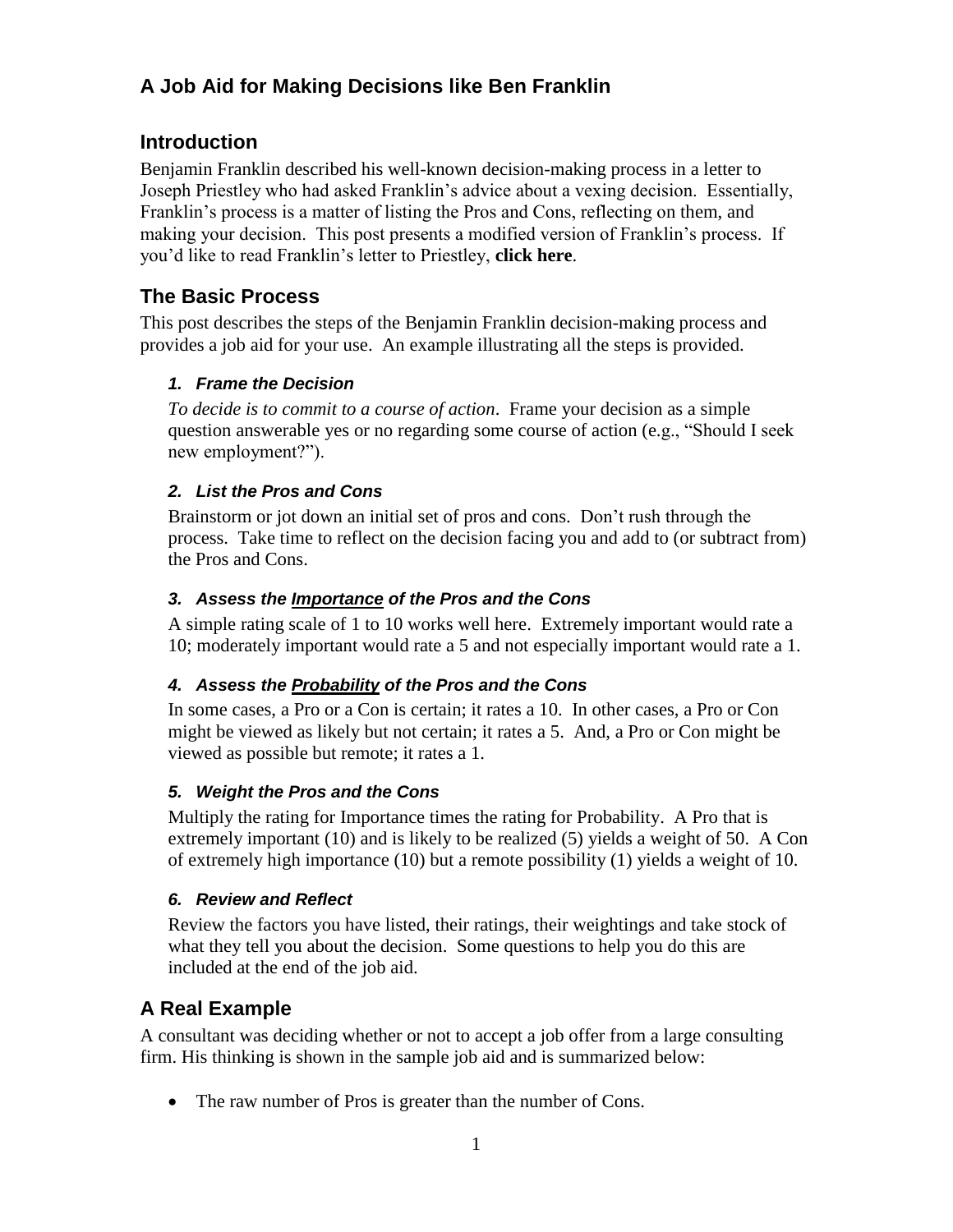## A Job Aid for Making Decisions like Ben Franklin

### Introduction

Benjamin Franklin described his well-known decision-making process in a letter to Joseph Priestley who had asked Franklin's advice about a vexing decision. Essentially, Franklin's process is a matter of listing the Pros and Cons, reflecting on them, and making your decision. This post presents a modified version of Franklin's process. If you'd like to read Franklin's letter to Priestley, **click here**.

### The Basic Process

This post describes the steps of the Benjamin Franklin decision-making process and provides a job aid for your use. An example illustrating all the steps is provided.

#### *1. Frame the Decision*

*To decide is to commit to a course of action*. Frame your decision as a simple question answerable yes or no regarding some course of action (e.g., "Should I seek new employment?").

#### *2. List the Pros and Cons*

Brainstorm or jot down an initial set of pros and cons. Don't rush through the process. Take time to reflect on the decision facing you and add to (or subtract from) the Pros and Cons.

#### *3. Assess the <u>Importance</u> of the Pros and the Cons*

A simple rating scale of 1 to 10 works well here. Extremely important would rate a 10; moderately important would rate a 5 and not especially important would rate a 1.

#### *4. Assess the <u>Probability</u> of the Pros and the Cons*

In some cases, a Pro or a Con is certain; it rates a 10. In other cases, a Pro or Con might be viewed as likely but not certain; it rates a 5. And, a Pro or Con might be viewed as possible but remote; it rates a 1.

#### *5. Weight the Pros and the Cons*

Multiply the rating for Importance times the rating for Probability. A Pro that is extremely important (10) and is likely to be realized (5) yields a weight of 50. A Con of extremely high importance (10) but a remote possibility (1) yields a weight of 10.

#### *6. Review and Reflect*

Review the factors you have listed, their ratings, their weightings and take stock of what they tell you about the decision. Some questions to help you do this are included at the end of the job aid.

### A Real Example

A consultant was deciding whether or not to accept a job offer from a large consulting firm. His thinking is shown in the sample job aid and is summarized below:

- The raw number of Pros is greater than the number of Cons.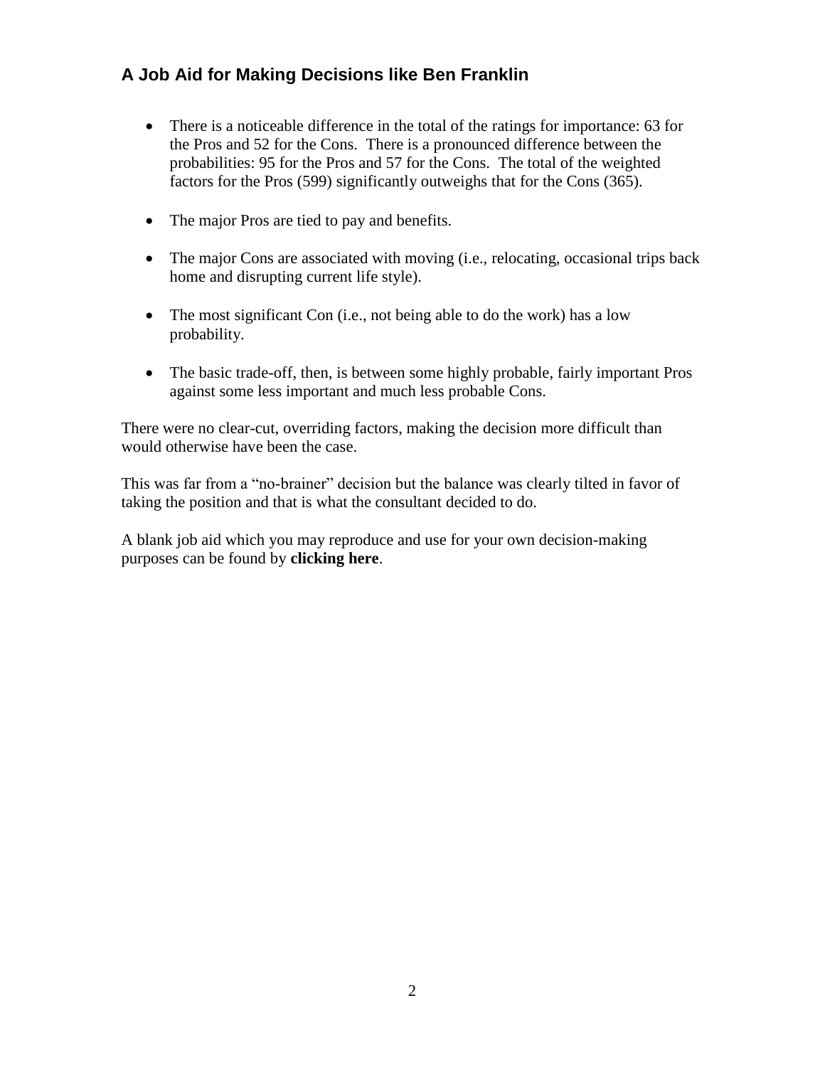## A Job Aid for Making Decisions like Ben Franklin

- There is a noticeable difference in the total of the ratings for importance: 63 for the Pros and 52 for the Cons. There is a pronounced difference between the probabilities: 95 for the Pros and 57 for the Cons. The total of the weighted factors for the Pros (599) significantly outweighs that for the Cons (365).

- The major Pros are tied to pay and benefits.

- The major Cons are associated with moving (i.e., relocating, occasional trips back home and disrupting current life style).

- The most significant Con (i.e., not being able to do the work) has a low probability.

- The basic trade-off, then, is between some highly probable, fairly important Pros against some less important and much less probable Cons.

There were no clear-cut, overriding factors, making the decision more difficult than would otherwise have been the case.

This was far from a "no-brainer" decision but the balance was clearly tilted in favor of taking the position and that is what the consultant decided to do.

A blank job aid which you may reproduce and use for your own decision-making purposes can be found by **clicking here**.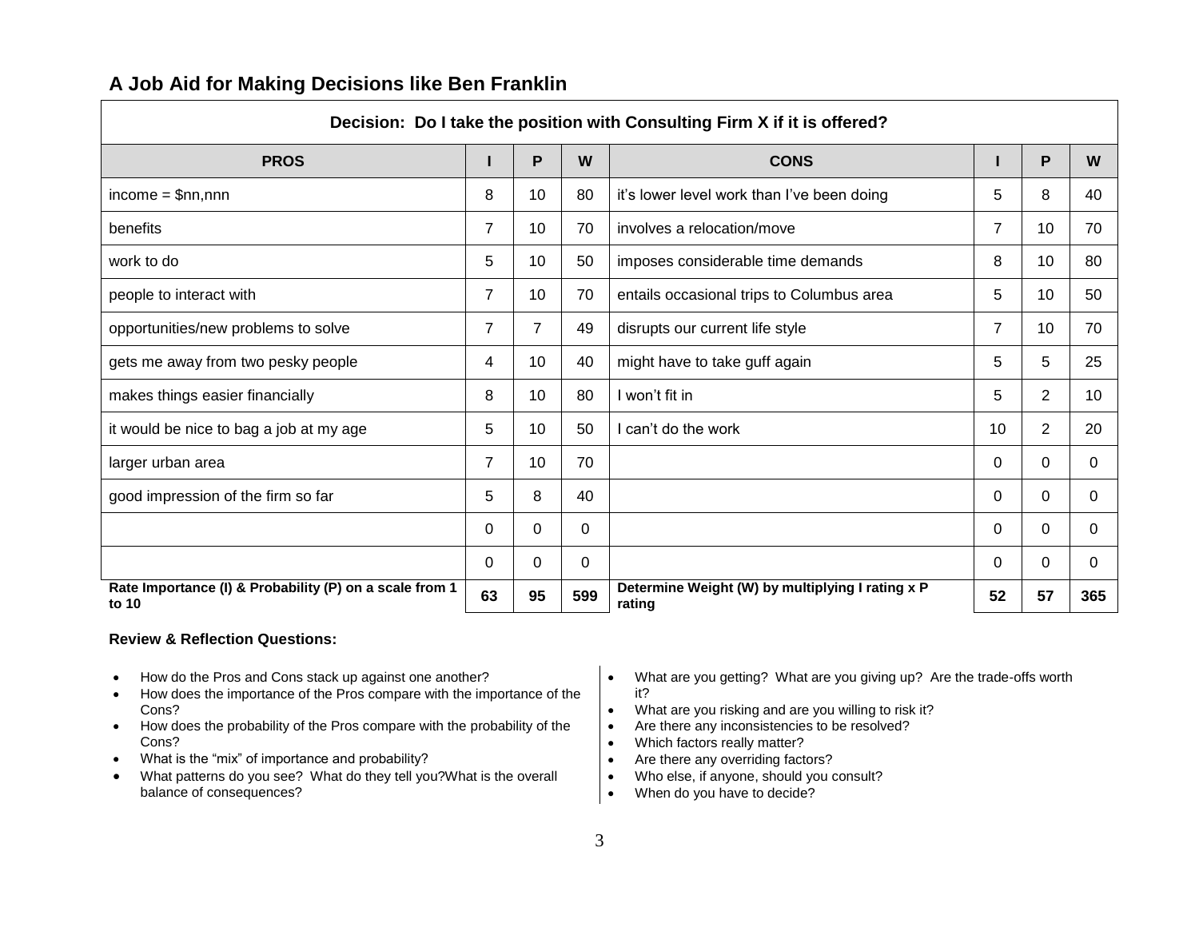## A Job Aid for Making Decisions like Ben Franklin

| Decision: Do I take the position with Consulting Firm X if it is offered? | | | | | | | |
|---|---|---|---|---|---|---|---|
| **PROS** | **I** | **P** | **W** | **CONS** | **I** | **P** | **W** |
| income = $nn,nnn | 8 | 10 | 80 | it's lower level work than I've been doing | 5 | 8 | 40 |
| benefits | 7 | 10 | 70 | involves a relocation/move | 7 | 10 | 70 |
| work to do | 5 | 10 | 50 | imposes considerable time demands | 8 | 10 | 80 |
| people to interact with | 7 | 10 | 70 | entails occasional trips to Columbus area | 5 | 10 | 50 |
| opportunities/new problems to solve | 7 | 7 | 49 | disrupts our current life style | 7 | 10 | 70 |
| gets me away from two pesky people | 4 | 10 | 40 | might have to take guff again | 5 | 5 | 25 |
| makes things easier financially | 8 | 10 | 80 | I won't fit in | 5 | 2 | 10 |
| it would be nice to bag a job at my age | 5 | 10 | 50 | I can't do the work | 10 | 2 | 20 |
| larger urban area | 7 | 10 | 70 | | 0 | 0 | 0 |
| good impression of the firm so far | 5 | 8 | 40 | | 0 | 0 | 0 |
| | 0 | 0 | 0 | | 0 | 0 | 0 |
| | 0 | 0 | 0 | | 0 | 0 | 0 |
| **Rate Importance (I) & Probability (P) on a scale from 1 to 10** | **63** | **95** | **599** | **Determine Weight (W) by multiplying I rating x P rating** | **52** | **57** | **365** |

**Review & Reflection Questions:**

- How do the Pros and Cons stack up against one another?
- How does the importance of the Pros compare with the importance of the Cons?
- How does the probability of the Pros compare with the probability of the Cons?
- What is the "mix" of importance and probability?
- What patterns do you see? What do they tell you?What is the overall balance of consequences?
- What are you getting? What are you giving up? Are the trade-offs worth it?
- What are you risking and are you willing to risk it?
- Are there any inconsistencies to be resolved?
- Which factors really matter?
- Are there any overriding factors?
- Who else, if anyone, should you consult?
- When do you have to decide?